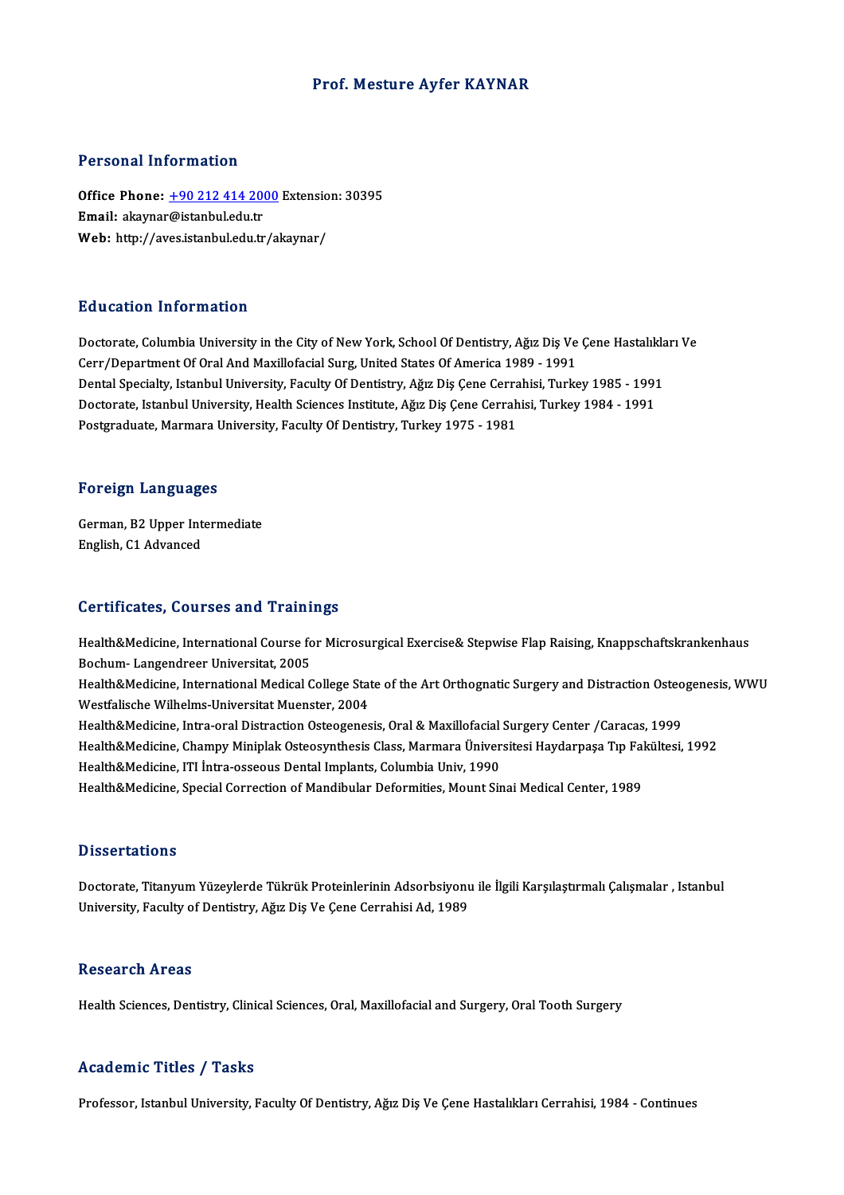# Prof. Mesture Ayfer KAYNAR

## Personal Information

**Office Phone:** +90 212 414 2000 Extension: 30395
**Email:** akaynar@istanbul.edu.tr
**Web:** http://aves.istanbul.edu.tr/akaynar/

## Education Information

Doctorate, Columbia University in the City of New York, School Of Dentistry, Ağız Diş Ve Çene Hastalıkları Ve Cerr/Department Of Oral And Maxillofacial Surg, United States Of America 1989 - 1991
Dental Specialty, Istanbul University, Faculty Of Dentistry, Ağız Diş Çene Cerrahisi, Turkey 1985 - 1991
Doctorate, Istanbul University, Health Sciences Institute, Ağız Diş Çene Cerrahisi, Turkey 1984 - 1991
Postgraduate, Marmara University, Faculty Of Dentistry, Turkey 1975 - 1981

## Foreign Languages

German, B2 Upper Intermediate
English, C1 Advanced

## Certificates, Courses and Trainings

Health&Medicine, International Course for Microsurgical Exercise& Stepwise Flap Raising, Knappschaftskrankenhaus Bochum- Langendreer Universitat, 2005
Health&Medicine, International Medical College State of the Art Orthognatic Surgery and Distraction Osteogenesis, WWU Westfalische Wilhelms-Universitat Muenster, 2004
Health&Medicine, Intra-oral Distraction Osteogenesis, Oral & Maxillofacial Surgery Center /Caracas, 1999
Health&Medicine, Champy Miniplak Osteosynthesis Class, Marmara Üniversitesi Haydarpaşa Tıp Fakültesi, 1992
Health&Medicine, ITI İntra-osseous Dental Implants, Columbia Univ, 1990
Health&Medicine, Special Correction of Mandibular Deformities, Mount Sinai Medical Center, 1989

## Dissertations

Doctorate, Titanyum Yüzeylerde Tükrük Proteinlerinin Adsorbsiyonu ile İlgili Karşılaştırmalı Çalışmalar , Istanbul University, Faculty of Dentistry, Ağız Diş Ve Çene Cerrahisi Ad, 1989

## Research Areas

Health Sciences, Dentistry, Clinical Sciences, Oral, Maxillofacial and Surgery, Oral Tooth Surgery

## Academic Titles / Tasks

Professor, Istanbul University, Faculty Of Dentistry, Ağız Diş Ve Çene Hastalıkları Cerrahisi, 1984 - Continues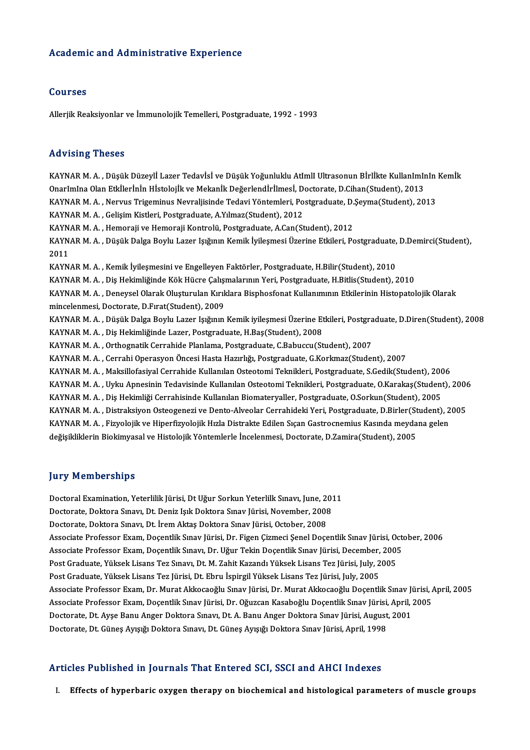# Academic and Administrative Experience

## Courses

Allerjik Reaksiyonlar ve İmmunolojik Temelleri, Postgraduate, 1992 - 1993

## Advising Theses

KAYNAR M. A. , Düşük DüzeylÍ Lazer TedavİsÍ ve Düşük Yoğunluklu AtImlI Ultrasonun BİrlİKte KullanImInIn KemİK OnarImIna Olan Etkİlerİnİn HİstolojİK ve MekanİK Değerlendİrİlmesİ, Doctorate, D.Cihan(Student), 2013
KAYNAR M. A. , Nervus Trigeminus Nevraljisinde Tedavi Yöntemleri, Postgraduate, D.Şeyma(Student), 2013
KAYNAR M. A. , Gelişim Kistleri, Postgraduate, A.Yılmaz(Student), 2012
KAYNAR M. A. , Hemoraji ve Hemoraji Kontrolü, Postgraduate, A.Can(Student), 2012
KAYNAR M. A. , Düşük Dalga Boylu Lazer Işığının Kemik İyileşmesi Üzerine Etkileri, Postgraduate, D.Demirci(Student), 2011
KAYNAR M. A. , Kemik İyileşmesini ve Engelleyen Faktörler, Postgraduate, H.Bilir(Student), 2010
KAYNAR M. A. , Diş Hekimliğinde Kök Hücre Çalışmalarının Yeri, Postgraduate, H.Bitlis(Student), 2010
KAYNAR M. A. , Deneysel Olarak Oluşturulan Kırıklara Bisphosfonat Kullanımının Etkilerinin Histopatolojik Olarak mincelenmesi, Doctorate, D.Fırat(Student), 2009
KAYNAR M. A. , Düşük Dalga Boylu Lazer Işığının Kemik iyileşmesi Üzerine Etkileri, Postgraduate, D.Diren(Student), 2008
KAYNAR M. A. , Diş Hekimliğinde Lazer, Postgraduate, H.Baş(Student), 2008
KAYNAR M. A. , Orthognatik Cerrahide Planlama, Postgraduate, C.Babuccu(Student), 2007
KAYNAR M. A. , Cerrahi Operasyon Öncesi Hasta Hazırlığı, Postgraduate, G.Korkmaz(Student), 2007
KAYNAR M. A. , Maksillofasiyal Cerrahide Kullanılan Osteotomi Teknikleri, Postgraduate, S.Gedik(Student), 2006
KAYNAR M. A. , Uyku Apnesinin Tedavisinde Kullanılan Osteotomi Teknikleri, Postgraduate, O.Karakaş(Student), 2006
KAYNAR M. A. , Diş Hekimliği Cerrahisinde Kullanılan Biomateryaller, Postgraduate, O.Sorkun(Student), 2005
KAYNAR M. A. , Distraksiyon Osteogenezi ve Dento-Alveolar Cerrahideki Yeri, Postgraduate, D.Birler(Student), 2005
KAYNAR M. A. , Fizyolojik ve Hiperfizyolojik Hızla Distrakte Edilen Sıçan Gastrocnemius Kasında meydana gelen değişikliklerin Biokimyasal ve Histolojik Yöntemlerle İncelenmesi, Doctorate, D.Zamira(Student), 2005

## Jury Memberships

Doctoral Examination, Yeterlilik Jürisi, Dt Uğur Sorkun Yeterlilk Sınavı, June, 2011
Doctorate, Doktora Sınavı, Dt. Deniz Işık Doktora Sınav Jürisi, November, 2008
Doctorate, Doktora Sınavı, Dt. İrem Aktaş Doktora Sınav Jürisi, October, 2008
Associate Professor Exam, Doçentlik Sınav Jürisi, Dr. Figen Çizmeci Şenel Doçentlik Sınav Jürisi, October, 2006
Associate Professor Exam, Doçentlik Sınavı, Dr. Uğur Tekin Doçentlik Sınav Jürisi, December, 2005
Post Graduate, Yüksek Lisans Tez Sınavı, Dt. M. Zahit Kazandı Yüksek Lisans Tez Jürisi, July, 2005
Post Graduate, Yüksek Lisans Tez Jürisi, Dt. Ebru İspirgil Yüksek Lisans Tez Jürisi, July, 2005
Associate Professor Exam, Dr. Murat Akkocaoğlu Sınav Jürisi, Dr. Murat Akkocaoğlu Doçentlik Sınav Jürisi, April, 2005
Associate Professor Exam, Doçentlik Sınav Jürisi, Dr. Oğuzcan Kasaboğlu Doçentlik Sınav Jürisi, April, 2005
Doctorate, Dt. Ayşe Banu Anger Doktora Sınavı, Dt. A. Banu Anger Doktora Sınav Jürisi, August, 2001
Doctorate, Dt. Güneş Ayışığı Doktora Sınavı, Dt. Güneş Ayışığı Doktora Sınav Jürisi, April, 1998

## Articles Published in Journals That Entered SCI, SSCI and AHCI Indexes

I. **Effects of hyperbaric oxygen therapy on biochemical and histological parameters of muscle groups**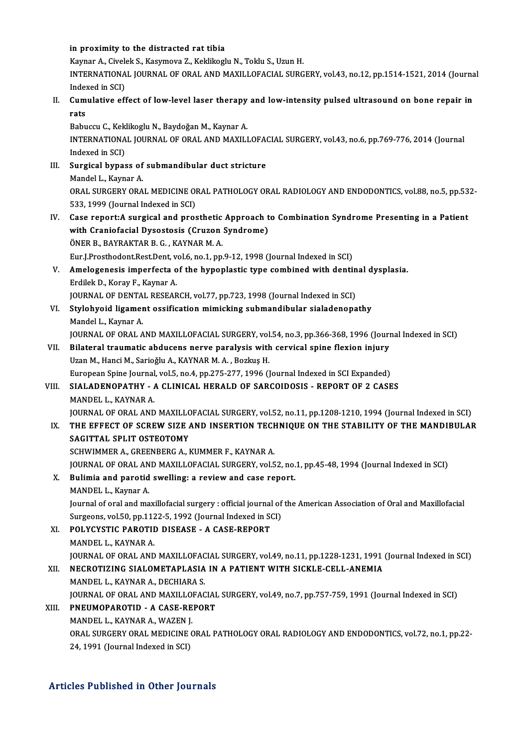in proximity to the distracted rat tibia
Kaynar A., Civelek S., Kasymova Z., Keklikoglu N., Toklu S., Uzun H.
INTERNATIONAL JOURNAL OF ORAL AND MAXILLOFACIAL SURGERY, vol.43, no.12, pp.1514-1521, 2014 (Journal Indexed in SCI)

II. **Cumulative effect of low-level laser therapy and low-intensity pulsed ultrasound on bone repair in rats**
Babuccu C., Keklikoglu N., Baydoğan M., Kaynar A.
INTERNATIONAL JOURNAL OF ORAL AND MAXILLOFACIAL SURGERY, vol.43, no.6, pp.769-776, 2014 (Journal Indexed in SCI)

III. **Surgical bypass of submandibular duct stricture**
Mandel L., Kaynar A.
ORAL SURGERY ORAL MEDICINE ORAL PATHOLOGY ORAL RADIOLOGY AND ENDODONTICS, vol.88, no.5, pp.532-533, 1999 (Journal Indexed in SCI)

IV. **Case report:A surgical and prosthetic Approach to Combination Syndrome Presenting in a Patient with Craniofacial Dysostosis (Cruzon Syndrome)**
ÖNER B., BAYRAKTAR B. G. , KAYNAR M. A.
Eur.J.Prosthodont.Rest.Dent, vol.6, no.1, pp.9-12, 1998 (Journal Indexed in SCI)

V. **Amelogenesis imperfecta of the hypoplastic type combined with dentinal dysplasia.**
Erdilek D., Koray F., Kaynar A.
JOURNAL OF DENTAL RESEARCH, vol.77, pp.723, 1998 (Journal Indexed in SCI)

VI. **Stylohyoid ligament ossification mimicking submandibular sialadenopathy**
Mandel L., Kaynar A.
JOURNAL OF ORAL AND MAXILLOFACIAL SURGERY, vol.54, no.3, pp.366-368, 1996 (Journal Indexed in SCI)

VII. **Bilateral traumatic abducens nerve paralysis with cervical spine flexion injury**
Uzan M., Hanci M., Sarioğlu A., KAYNAR M. A. , Bozkuş H.
European Spine Journal, vol.5, no.4, pp.275-277, 1996 (Journal Indexed in SCI Expanded)

VIII. **SIALADENOPATHY - A CLINICAL HERALD OF SARCOIDOSIS - REPORT OF 2 CASES**
MANDEL L., KAYNAR A.
JOURNAL OF ORAL AND MAXILLOFACIAL SURGERY, vol.52, no.11, pp.1208-1210, 1994 (Journal Indexed in SCI)

IX. **THE EFFECT OF SCREW SIZE AND INSERTION TECHNIQUE ON THE STABILITY OF THE MANDIBULAR SAGITTAL SPLIT OSTEOTOMY**
SCHWIMMER A., GREENBERG A., KUMMER F., KAYNAR A.
JOURNAL OF ORAL AND MAXILLOFACIAL SURGERY, vol.52, no.1, pp.45-48, 1994 (Journal Indexed in SCI)

X. **Bulimia and parotid swelling: a review and case report.**
MANDEL L., Kaynar A.
Journal of oral and maxillofacial surgery : official journal of the American Association of Oral and Maxillofacial Surgeons, vol.50, pp.1122-5, 1992 (Journal Indexed in SCI)

XI. **POLYCYSTIC PAROTID DISEASE - A CASE-REPORT**
MANDEL L., KAYNAR A.
JOURNAL OF ORAL AND MAXILLOFACIAL SURGERY, vol.49, no.11, pp.1228-1231, 1991 (Journal Indexed in SCI)

XII. **NECROTIZING SIALOMETAPLASIA IN A PATIENT WITH SICKLE-CELL-ANEMIA**
MANDEL L., KAYNAR A., DECHIARA S.
JOURNAL OF ORAL AND MAXILLOFACIAL SURGERY, vol.49, no.7, pp.757-759, 1991 (Journal Indexed in SCI)

XIII. **PNEUMOPAROTID - A CASE-REPORT**
MANDEL L., KAYNAR A., WAZEN J.
ORAL SURGERY ORAL MEDICINE ORAL PATHOLOGY ORAL RADIOLOGY AND ENDODONTICS, vol.72, no.1, pp.22-24, 1991 (Journal Indexed in SCI)

## Articles Published in Other Journals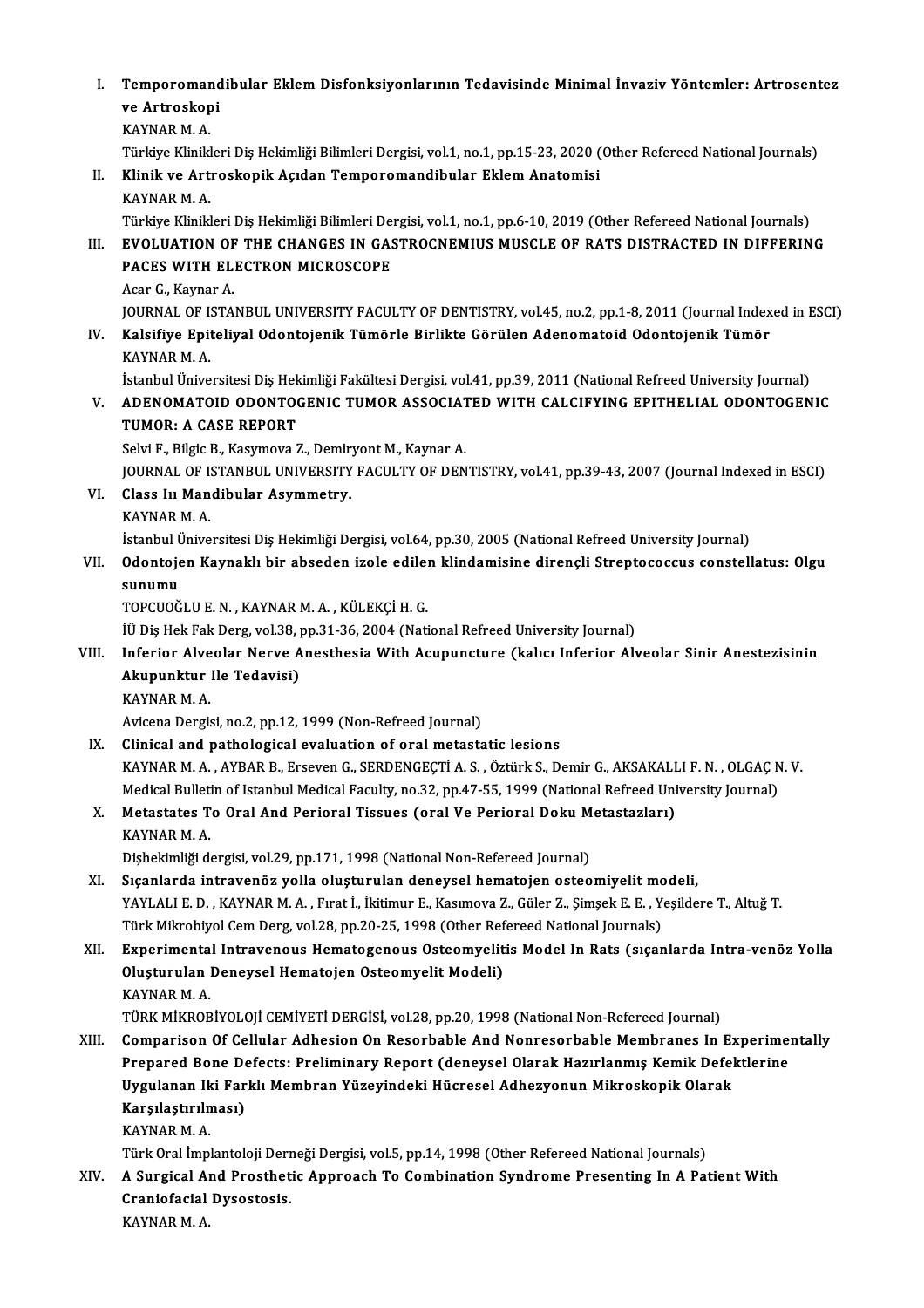I. **Temporomandibular Eklem Disfonksiyonlarının Tedavisinde Minimal İnvaziv Yöntemler: Artrosentez ve Artroskopi**
KAYNAR M. A.
Türkiye Klinikleri Diş Hekimliği Bilimleri Dergisi, vol.1, no.1, pp.15-23, 2020 (Other Refereed National Journals)

II. **Klinik ve Artroskopik Açıdan Temporomandibular Eklem Anatomisi**
KAYNAR M. A.
Türkiye Klinikleri Diş Hekimliği Bilimleri Dergisi, vol.1, no.1, pp.6-10, 2019 (Other Refereed National Journals)

III. **EVOLUATION OF THE CHANGES IN GASTROCNEMIUS MUSCLE OF RATS DISTRACTED IN DIFFERING PACES WITH ELECTRON MICROSCOPE**
Acar G., Kaynar A.
JOURNAL OF ISTANBUL UNIVERSITY FACULTY OF DENTISTRY, vol.45, no.2, pp.1-8, 2011 (Journal Indexed in ESCI)

IV. **Kalsifiye Epiteliyal Odontojenik Tümörle Birlikte Görülen Adenomatoid Odontojenik Tümör**
KAYNAR M. A.
İstanbul Üniversitesi Diş Hekimliği Fakültesi Dergisi, vol.41, pp.39, 2011 (National Refreed University Journal)

V. **ADENOMATOID ODONTOGENIC TUMOR ASSOCIATED WITH CALCIFYING EPITHELIAL ODONTOGENIC TUMOR: A CASE REPORT**
Selvi F., Bilgic B., Kasymova Z., Demiryont M., Kaynar A.
JOURNAL OF ISTANBUL UNIVERSITY FACULTY OF DENTISTRY, vol.41, pp.39-43, 2007 (Journal Indexed in ESCI)

VI. **Class Iıı Mandibular Asymmetry.**
KAYNAR M. A.
İstanbul Üniversitesi Diş Hekimliği Dergisi, vol.64, pp.30, 2005 (National Refreed University Journal)

VII. **Odontojen Kaynaklı bir abseden izole edilen klindamisine dirençli Streptococcus constellatus: Olgu sunumu**
TOPCUOĞLU E. N. , KAYNAR M. A. , KÜLEKÇİ H. G.
İÜ Diş Hek Fak Derg, vol.38, pp.31-36, 2004 (National Refreed University Journal)

VIII. **Inferior Alveolar Nerve Anesthesia With Acupuncture (kalıcı Inferior Alveolar Sinir Anestezisinin Akupunktur Ile Tedavisi)**
KAYNAR M. A.
Avicena Dergisi, no.2, pp.12, 1999 (Non-Refreed Journal)

IX. **Clinical and pathological evaluation of oral metastatic lesions**
KAYNAR M. A. , AYBAR B., Erseven G., SERDENGEÇTİ A. S. , Öztürk S., Demir G., AKSAKALLI F. N. , OLGAÇ N. V.
Medical Bulletin of Istanbul Medical Faculty, no.32, pp.47-55, 1999 (National Refreed University Journal)

X. **Metastates To Oral And Perioral Tissues (oral Ve Perioral Doku Metastazları)**
KAYNAR M. A.
Dişhekimliği dergisi, vol.29, pp.171, 1998 (National Non-Refereed Journal)

XI. **Sıçanlarda intravenöz yolla oluşturulan deneysel hematojen osteomiyelit modeli,**
YAYLALI E. D. , KAYNAR M. A. , Fırat İ., İkitimur E., Kasımova Z., Güler Z., Şimşek E. E. , Yeşildere T., Altuğ T.
Türk Mikrobiyol Cem Derg, vol.28, pp.20-25, 1998 (Other Refereed National Journals)

XII. **Experimental Intravenous Hematogenous Osteomyelitis Model In Rats (sıçanlarda Intra-venöz Yolla Oluşturulan Deneysel Hematojen Osteomyelit Modeli)**
KAYNAR M. A.
TÜRK MİKROBİYOLOJİ CEMİYETİ DERGİSİ, vol.28, pp.20, 1998 (National Non-Refereed Journal)

XIII. **Comparison Of Cellular Adhesion On Resorbable And Nonresorbable Membranes In Experimentally Prepared Bone Defects: Preliminary Report (deneysel Olarak Hazırlanmış Kemik Defektlerine Uygulanan Iki Farklı Membran Yüzeyindeki Hücresel Adhezyonun Mikroskopik Olarak Karşılaştırılması)**
KAYNAR M. A.
Türk Oral İmplantoloji Derneği Dergisi, vol.5, pp.14, 1998 (Other Refereed National Journals)

XIV. **A Surgical And Prosthetic Approach To Combination Syndrome Presenting In A Patient With Craniofacial Dysostosis.**
KAYNAR M. A.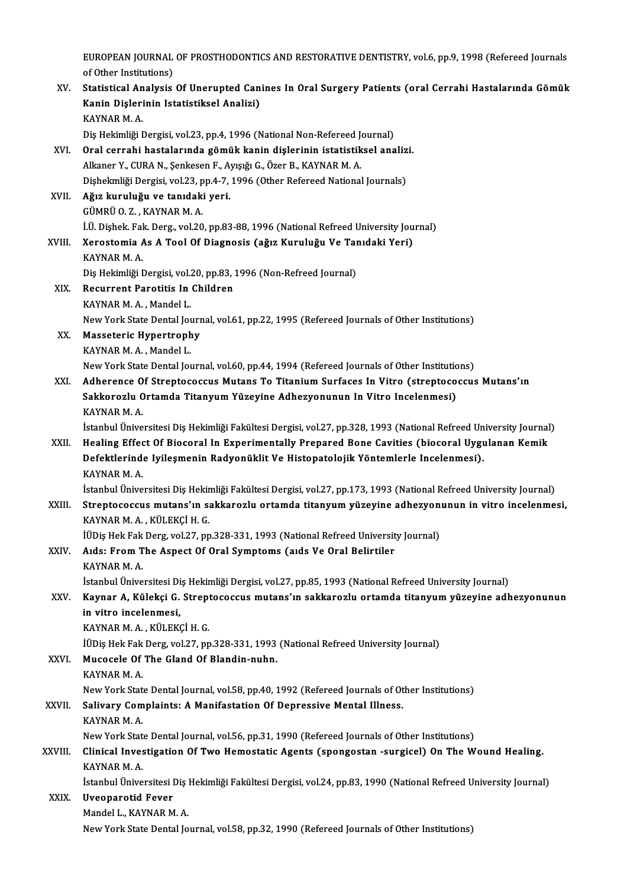EUROPEAN JOURNAL OF PROSTHODONTICS AND RESTORATIVE DENTISTRY, vol.6, pp.9, 1998 (Refereed Journals of Other Institutions)

XV. **Statistical Analysis Of Unerupted Canines In Oral Surgery Patients (oral Cerrahi Hastalarında Gömük Kanin Dişlerinin Istatistiksel Analizi)**
KAYNAR M. A.
Diş Hekimliği Dergisi, vol.23, pp.4, 1996 (National Non-Refereed Journal)

XVI. **Oral cerrahi hastalarında gömük kanin dişlerinin istatistiksel analizi.**
Alkaner Y., CURA N., Şenkesen F., Ayışığı G., Özer B., KAYNAR M. A.
Dişhekmliği Dergisi, vol.23, pp.4-7, 1996 (Other Refereed National Journals)

XVII. **Ağız kuruluğu ve tanıdaki yeri.**
GÜMRÜ O. Z. , KAYNAR M. A.
İ.Ü. Dişhek. Fak. Derg., vol.20, pp.83-88, 1996 (National Refreed University Journal)

XVIII. **Xerostomia As A Tool Of Diagnosis (ağız Kuruluğu Ve Tanıdaki Yeri)**
KAYNAR M. A.
Diş Hekimliği Dergisi, vol.20, pp.83, 1996 (Non-Refreed Journal)

XIX. **Recurrent Parotitis In Children**
KAYNAR M. A. , Mandel L.
New York State Dental Journal, vol.61, pp.22, 1995 (Refereed Journals of Other Institutions)

XX. **Masseteric Hypertrophy**
KAYNAR M. A. , Mandel L.
New York State Dental Journal, vol.60, pp.44, 1994 (Refereed Journals of Other Institutions)

XXI. **Adherence Of Streptococcus Mutans To Titanium Surfaces In Vitro (streptococcus Mutans'ın Sakkorozlu Ortamda Titanyum Yüzeyine Adhezyonunun In Vitro Incelenmesi)**
KAYNAR M. A.
İstanbul Üniversitesi Diş Hekimliği Fakültesi Dergisi, vol.27, pp.328, 1993 (National Refreed University Journal)

XXII. **Healing Effect Of Biocoral In Experimentally Prepared Bone Cavities (biocoral Uygulanan Kemik Defektlerinde Iyileşmenin Radyonüklit Ve Histopatolojik Yöntemlerle Incelenmesi).**
KAYNAR M. A.
İstanbul Üniversitesi Diş Hekimliği Fakültesi Dergisi, vol.27, pp.173, 1993 (National Refreed University Journal)

XXIII. **Streptococcus mutans'ın sakkarozlu ortamda titanyum yüzeyine adhezyonunun in vitro incelenmesi,**
KAYNAR M. A. , KÜLEKÇİ H. G.
İÜDiş Hek Fak Derg, vol.27, pp.328-331, 1993 (National Refreed University Journal)

XXIV. **Aıds: From The Aspect Of Oral Symptoms (aıds Ve Oral Belirtiler**
KAYNAR M. A.
İstanbul Üniversitesi Diş Hekimliği Dergisi, vol.27, pp.85, 1993 (National Refreed University Journal)

XXV. **Kaynar A, Külekçi G. Streptococcus mutans'ın sakkarozlu ortamda titanyum yüzeyine adhezyonunun in vitro incelenmesi,**
KAYNAR M. A. , KÜLEKÇİ H. G.
İÜDiş Hek Fak Derg, vol.27, pp.328-331, 1993 (National Refreed University Journal)

XXVI. **Mucocele Of The Gland Of Blandin-nuhn.**
KAYNAR M. A.
New York State Dental Journal, vol.58, pp.40, 1992 (Refereed Journals of Other Institutions)

XXVII. **Salivary Complaints: A Manifastation Of Depressive Mental Illness.**
KAYNAR M. A.
New York State Dental Journal, vol.56, pp.31, 1990 (Refereed Journals of Other Institutions)

XXVIII. **Clinical Investigation Of Two Hemostatic Agents (spongostan -surgicel) On The Wound Healing.**
KAYNAR M. A.
İstanbul Üniversitesi Diş Hekimliği Fakültesi Dergisi, vol.24, pp.83, 1990 (National Refreed University Journal)

XXIX. **Uveoparotid Fever**
Mandel L., KAYNAR M. A.
New York State Dental Journal, vol.58, pp.32, 1990 (Refereed Journals of Other Institutions)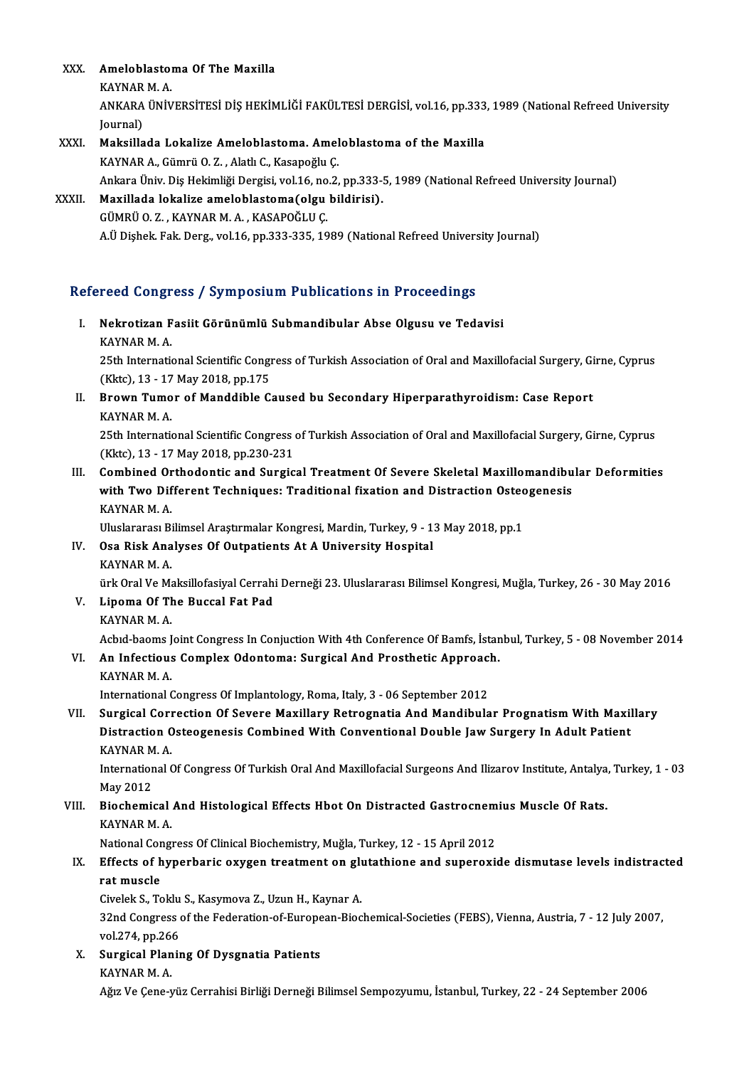XXX. **Ameloblastoma Of The Maxilla**
KAYNAR M. A.
ANKARA ÜNİVERSİTESİ DİŞ HEKİMLİĞİ FAKÜLTESİ DERGİSİ, vol.16, pp.333, 1989 (National Refreed University Journal)

XXXI. **Maksillada Lokalize Ameloblastoma. Ameloblastoma of the Maxilla**
KAYNAR A., Gümrü O. Z. , Alatlı C., Kasapoğlu Ç.
Ankara Üniv. Diş Hekimliği Dergisi, vol.16, no.2, pp.333-5, 1989 (National Refreed University Journal)

XXXII. **Maxillada lokalize ameloblastoma(olgu bildirisi).**
GÜMRÜ O. Z. , KAYNAR M. A. , KASAPOĞLU Ç.
A.Ü Dişhek. Fak. Derg., vol.16, pp.333-335, 1989 (National Refreed University Journal)

## Refereed Congress / Symposium Publications in Proceedings

I. **Nekrotizan Fasiit Görünümlü Submandibular Abse Olgusu ve Tedavisi**
KAYNAR M. A.
25th International Scientific Congress of Turkish Association of Oral and Maxillofacial Surgery, Girne, Cyprus (Kktc), 13 - 17 May 2018, pp.175

II. **Brown Tumor of Manddible Caused bu Secondary Hiperparathyroidism: Case Report**
KAYNAR M. A.
25th International Scientific Congress of Turkish Association of Oral and Maxillofacial Surgery, Girne, Cyprus (Kktc), 13 - 17 May 2018, pp.230-231

III. **Combined Orthodontic and Surgical Treatment Of Severe Skeletal Maxillomandibular Deformities with Two Different Techniques: Traditional fixation and Distraction Osteogenesis**
KAYNAR M. A.
Uluslararası Bilimsel Araştırmalar Kongresi, Mardin, Turkey, 9 - 13 May 2018, pp.1

IV. **Osa Risk Analyses Of Outpatients At A University Hospital**
KAYNAR M. A.
ürk Oral Ve Maksillofasiyal Cerrahi Derneği 23. Uluslararası Bilimsel Kongresi, Muğla, Turkey, 26 - 30 May 2016

V. **Lipoma Of The Buccal Fat Pad**
KAYNAR M. A.
Acbıd-baoms Joint Congress In Conjuction With 4th Conference Of Bamfs, İstanbul, Turkey, 5 - 08 November 2014

VI. **An Infectious Complex Odontoma: Surgical And Prosthetic Approach.**
KAYNAR M. A.
International Congress Of Implantology, Roma, Italy, 3 - 06 September 2012

VII. **Surgical Correction Of Severe Maxillary Retrognatia And Mandibular Prognatism With Maxillary Distraction Osteogenesis Combined With Conventional Double Jaw Surgery In Adult Patient**
KAYNAR M. A.
International Of Congress Of Turkish Oral And Maxillofacial Surgeons And Ilizarov Institute, Antalya, Turkey, 1 - 03 May 2012

VIII. **Biochemical And Histological Effects Hbot On Distracted Gastrocnemius Muscle Of Rats.**
KAYNAR M. A.
National Congress Of Clinical Biochemistry, Muğla, Turkey, 12 - 15 April 2012

IX. **Effects of hyperbaric oxygen treatment on glutathione and superoxide dismutase levels indistracted rat muscle**
Civelek S., Toklu S., Kasymova Z., Uzun H., Kaynar A.
32nd Congress of the Federation-of-European-Biochemical-Societies (FEBS), Vienna, Austria, 7 - 12 July 2007, vol.274, pp.266

X. **Surgical Planing Of Dysgnatia Patients**
KAYNAR M. A.
Ağız Ve Çene-yüz Cerrahisi Birliği Derneği Bilimsel Sempozyumu, İstanbul, Turkey, 22 - 24 September 2006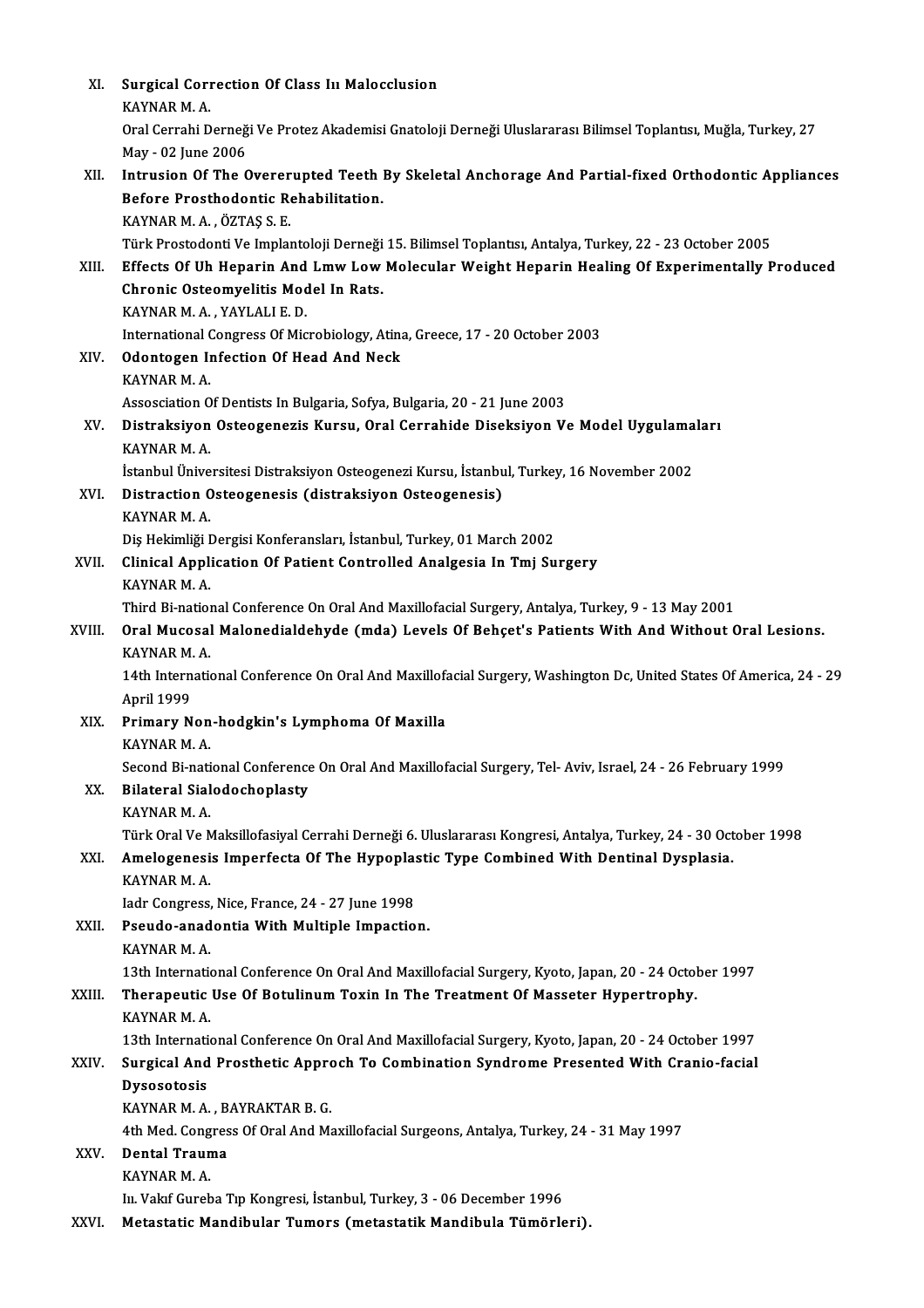XI. **Surgical Correction Of Class Iıı Malocclusion**
KAYNAR M. A.
Oral Cerrahi Derneği Ve Protez Akademisi Gnatoloji Derneği Uluslararası Bilimsel Toplantısı, Muğla, Turkey, 27 May - 02 June 2006

XII. **Intrusion Of The Overerupted Teeth By Skeletal Anchorage And Partial-fixed Orthodontic Appliances Before Prosthodontic Rehabilitation.**
KAYNAR M. A. , ÖZTAŞ S. E.
Türk Prostodonti Ve Implantoloji Derneği 15. Bilimsel Toplantısı, Antalya, Turkey, 22 - 23 October 2005

XIII. **Effects Of Uh Heparin And Lmw Low Molecular Weight Heparin Healing Of Experimentally Produced Chronic Osteomyelitis Model In Rats.**
KAYNAR M. A. , YAYLALI E. D.
International Congress Of Microbiology, Atina, Greece, 17 - 20 October 2003

XIV. **Odontogen Infection Of Head And Neck**
KAYNAR M. A.
Assosciation Of Dentists In Bulgaria, Sofya, Bulgaria, 20 - 21 June 2003

XV. **Distraksiyon Osteogenezis Kursu, Oral Cerrahide Diseksiyon Ve Model Uygulamaları**
KAYNAR M. A.
İstanbul Üniversitesi Distraksiyon Osteogenezi Kursu, İstanbul, Turkey, 16 November 2002

XVI. **Distraction Osteogenesis (distraksiyon Osteogenesis)**
KAYNAR M. A.
Diş Hekimliği Dergisi Konferansları, İstanbul, Turkey, 01 March 2002

XVII. **Clinical Application Of Patient Controlled Analgesia In Tmj Surgery**
KAYNAR M. A.
Third Bi-national Conference On Oral And Maxillofacial Surgery, Antalya, Turkey, 9 - 13 May 2001

XVIII. **Oral Mucosal Malonedialdehyde (mda) Levels Of Behçet's Patients With And Without Oral Lesions.**
KAYNAR M. A.
14th International Conference On Oral And Maxillofacial Surgery, Washington Dc, United States Of America, 24 - 29 April 1999

XIX. **Primary Non-hodgkin's Lymphoma Of Maxilla**
KAYNAR M. A.
Second Bi-national Conference On Oral And Maxillofacial Surgery, Tel- Aviv, Israel, 24 - 26 February 1999

XX. **Bilateral Sialodochoplasty**
KAYNAR M. A.
Türk Oral Ve Maksillofasiyal Cerrahi Derneği 6. Uluslararası Kongresi, Antalya, Turkey, 24 - 30 October 1998

XXI. **Amelogenesis Imperfecta Of The Hypoplastic Type Combined With Dentinal Dysplasia.**
KAYNAR M. A.
Iadr Congress, Nice, France, 24 - 27 June 1998

XXII. **Pseudo-anadontia With Multiple Impaction.**
KAYNAR M. A.
13th International Conference On Oral And Maxillofacial Surgery, Kyoto, Japan, 20 - 24 October 1997

XXIII. **Therapeutic Use Of Botulinum Toxin In The Treatment Of Masseter Hypertrophy.**
KAYNAR M. A.
13th International Conference On Oral And Maxillofacial Surgery, Kyoto, Japan, 20 - 24 October 1997

XXIV. **Surgical And Prosthetic Approch To Combination Syndrome Presented With Cranio-facial Dysosotosis**
KAYNAR M. A. , BAYRAKTAR B. G.
4th Med. Congress Of Oral And Maxillofacial Surgeons, Antalya, Turkey, 24 - 31 May 1997

XXV. **Dental Trauma**
KAYNAR M. A.
Iıı. Vakıf Gureba Tıp Kongresi, İstanbul, Turkey, 3 - 06 December 1996

XXVI. **Metastatic Mandibular Tumors (metastatik Mandibula Tümörleri).**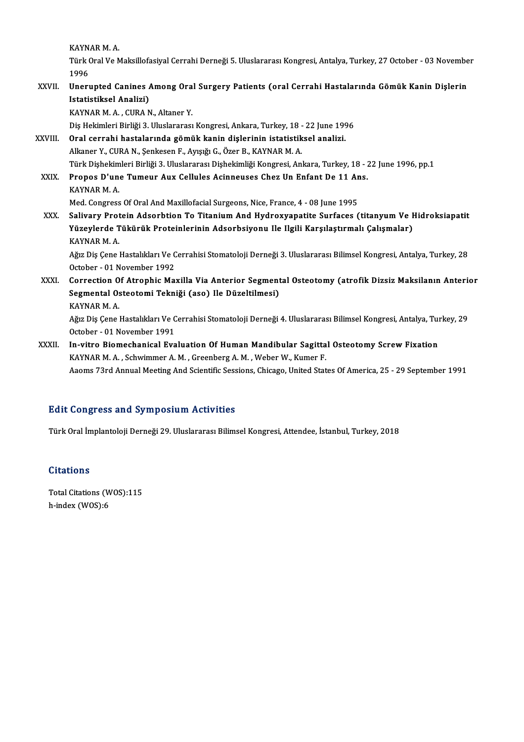KAYNAR M. A.

Türk Oral Ve Maksillofasiyal Cerrahi Derneği 5. Uluslararası Kongresi, Antalya, Turkey, 27 October - 03 November 1996

XXVII. **Unerupted Canines Among Oral Surgery Patients (oral Cerrahi Hastalarında Gömük Kanin Dişlerin Istatistiksel Analizi)**
KAYNAR M. A. , CURA N., Altaner Y.
Diş Hekimleri Birliği 3. Uluslararası Kongresi, Ankara, Turkey, 18 - 22 June 1996

XXVIII. **Oral cerrahi hastalarında gömük kanin dişlerinin istatistiksel analizi.**
Alkaner Y., CURA N., Şenkesen F., Ayışığı G., Özer B., KAYNAR M. A.
Türk Dişhekimleri Birliği 3. Uluslararası Dişhekimliği Kongresi, Ankara, Turkey, 18 - 22 June 1996, pp.1

XXIX. **Propos D'une Tumeur Aux Cellules Acinneuses Chez Un Enfant De 11 Ans.**
KAYNAR M. A.
Med. Congress Of Oral And Maxillofacial Surgeons, Nice, France, 4 - 08 June 1995

XXX. **Salivary Protein Adsorbtion To Titanium And Hydroxyapatite Surfaces (titanyum Ve Hidroksiapatit Yüzeylerde Tükürük Proteinlerinin Adsorbsiyonu Ile Ilgili Karşılaştırmalı Çalışmalar)**
KAYNAR M. A.
Ağız Diş Çene Hastalıkları Ve Cerrahisi Stomatoloji Derneği 3. Uluslararası Bilimsel Kongresi, Antalya, Turkey, 28 October - 01 November 1992

XXXI. **Correction Of Atrophic Maxilla Via Anterior Segmental Osteotomy (atrofik Dizsiz Maksilanın Anterior Segmental Osteotomi Tekniği (aso) Ile Düzeltilmesi)**
KAYNAR M. A.
Ağız Diş Çene Hastalıkları Ve Cerrahisi Stomatoloji Derneği 4. Uluslararası Bilimsel Kongresi, Antalya, Turkey, 29 October - 01 November 1991

XXXII. **In-vitro Biomechanical Evaluation Of Human Mandibular Sagittal Osteotomy Screw Fixation**
KAYNAR M. A. , Schwimmer A. M. , Greenberg A. M. , Weber W., Kumer F.
Aaoms 73rd Annual Meeting And Scientific Sessions, Chicago, United States Of America, 25 - 29 September 1991

## Edit Congress and Symposium Activities

Türk Oral İmplantoloji Derneği 29. Uluslararası Bilimsel Kongresi, Attendee, İstanbul, Turkey, 2018

## Citations

Total Citations (WOS):115
h-index (WOS):6